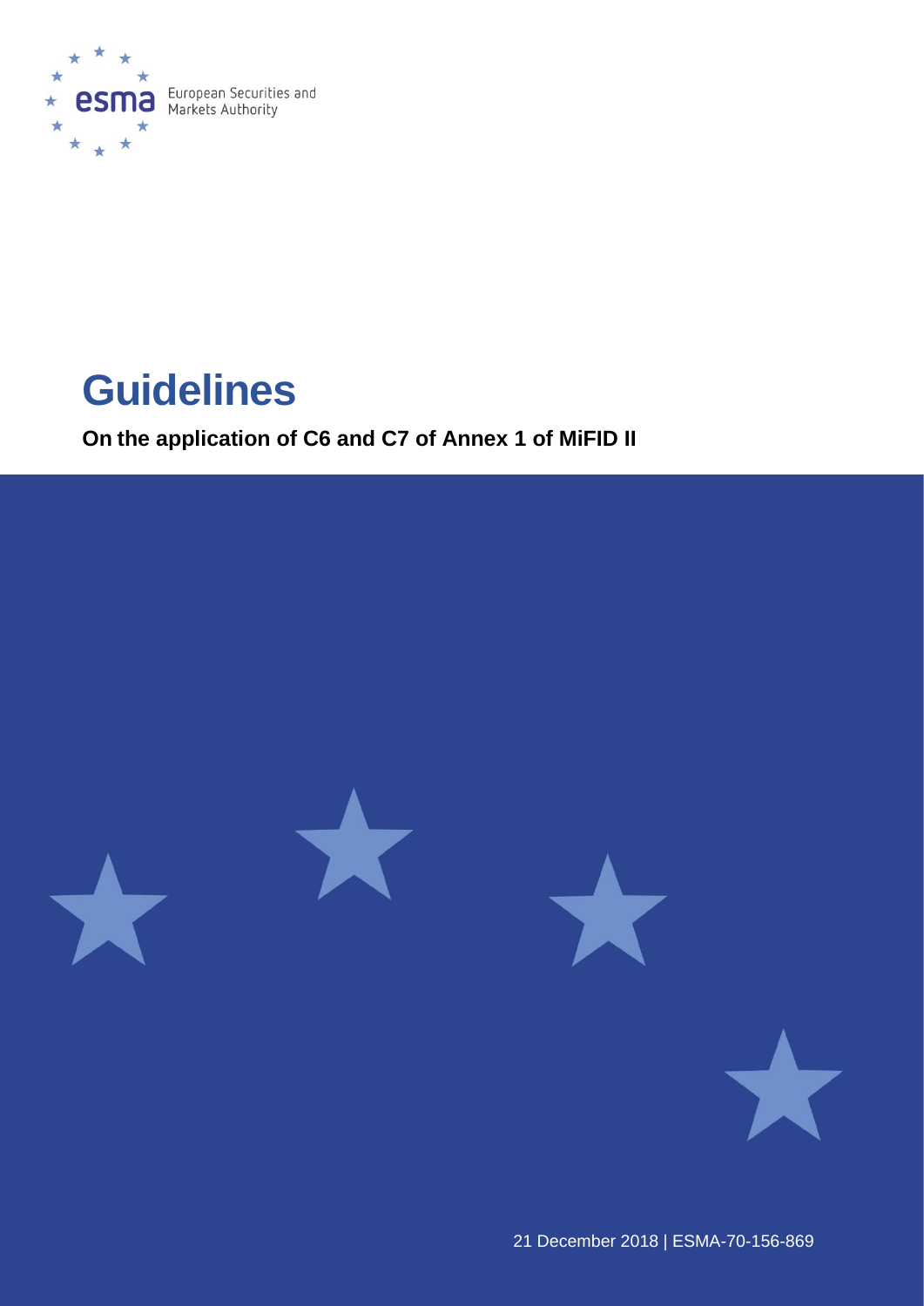European Securities and Markets Authority

# Guidelines

**On the application of C6 and C7 of Annex 1 of MiFID II**

21 December 2018 | ESMA-70-156-869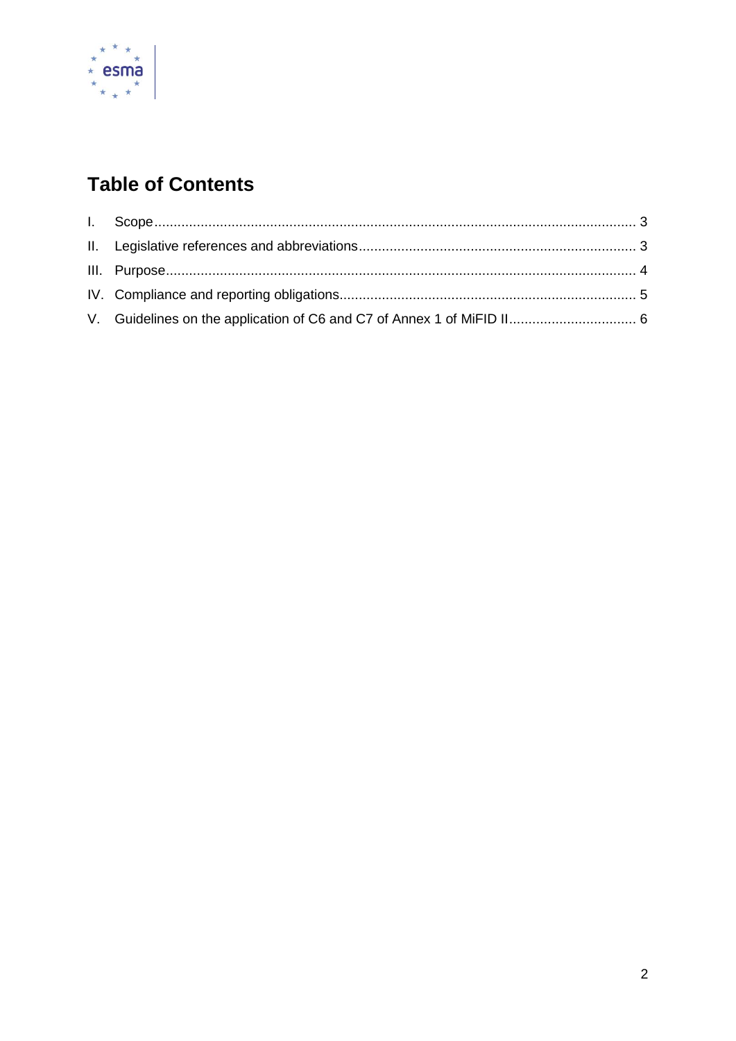# Table of Contents

I. Scope ........................................................................................................................... 3

II. Legislative references and abbreviations ....................................................................... 3

III. Purpose ........................................................................................................................ 4

IV. Compliance and reporting obligations ............................................................................ 5

V. Guidelines on the application of C6 and C7 of Annex 1 of MiFID II ................................ 6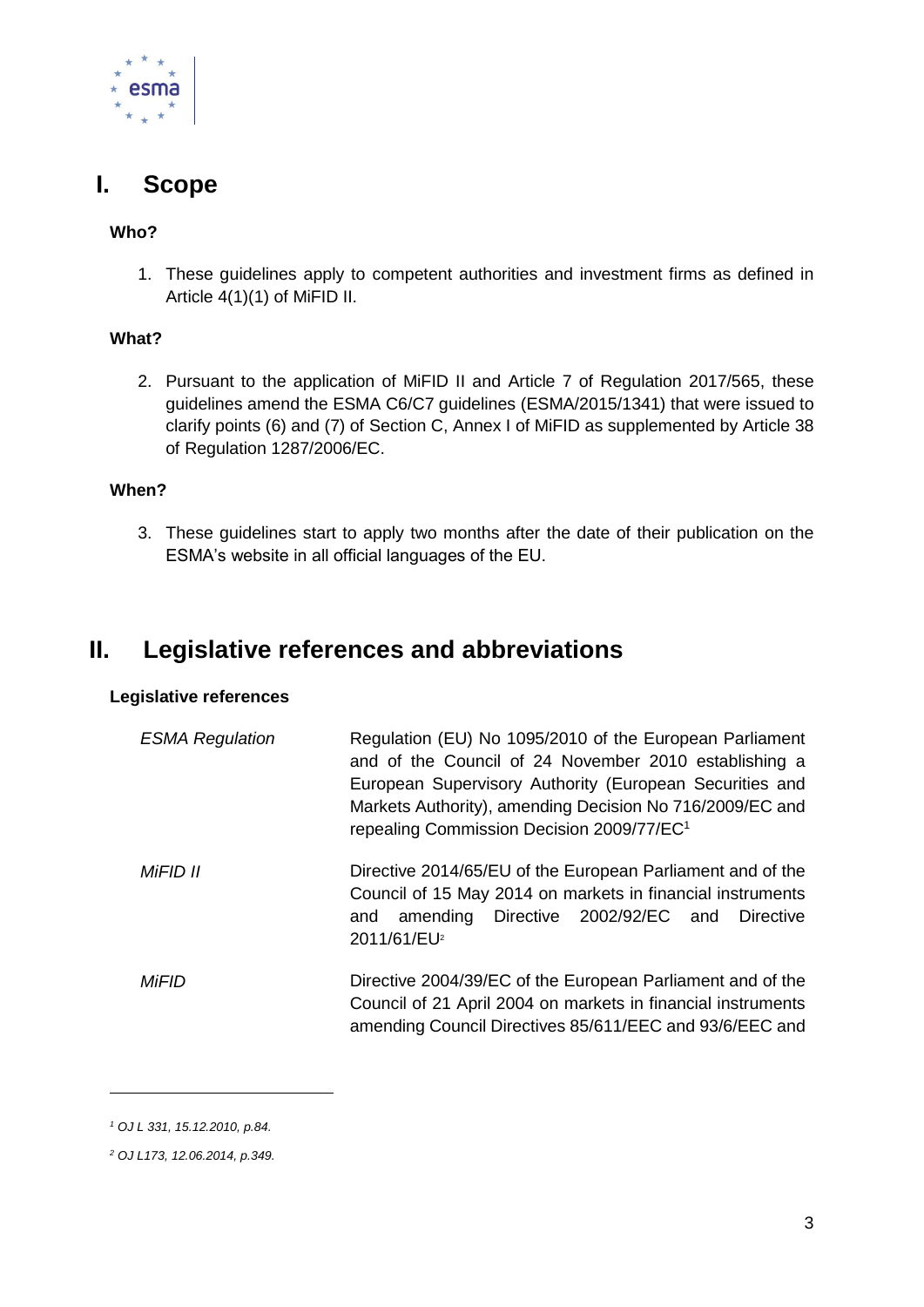# I. Scope

**Who?**

1. These guidelines apply to competent authorities and investment firms as defined in Article 4(1)(1) of MiFID II.

**What?**

2. Pursuant to the application of MiFID II and Article 7 of Regulation 2017/565, these guidelines amend the ESMA C6/C7 guidelines (ESMA/2015/1341) that were issued to clarify points (6) and (7) of Section C, Annex I of MiFID as supplemented by Article 38 of Regulation 1287/2006/EC.

**When?**

3. These guidelines start to apply two months after the date of their publication on the ESMA's website in all official languages of the EU.

# II. Legislative references and abbreviations

**Legislative references**

| | |
|---|---|
| *ESMA Regulation* | Regulation (EU) No 1095/2010 of the European Parliament and of the Council of 24 November 2010 establishing a European Supervisory Authority (European Securities and Markets Authority), amending Decision No 716/2009/EC and repealing Commission Decision 2009/77/EC[1] |
| *MiFID II* | Directive 2014/65/EU of the European Parliament and of the Council of 15 May 2014 on markets in financial instruments and amending Directive 2002/92/EC and Directive 2011/61/EU[2] |
| *MiFID* | Directive 2004/39/EC of the European Parliament and of the Council of 21 April 2004 on markets in financial instruments amending Council Directives 85/611/EEC and 93/6/EEC and |

---

[1] *OJ L 331, 15.12.2010, p.84.*

[2] *OJ L173, 12.06.2014, p.349.*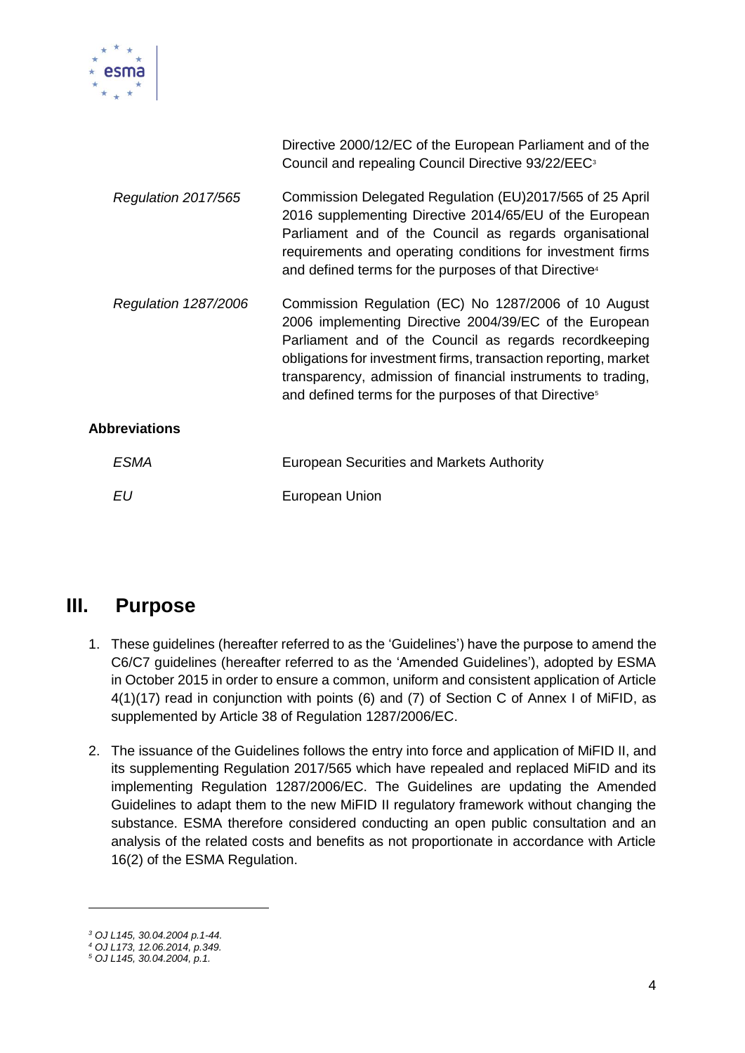| | |
|---|---|
| | Directive 2000/12/EC of the European Parliament and of the Council and repealing Council Directive 93/22/EEC[3] |
| *Regulation 2017/565* | Commission Delegated Regulation (EU)2017/565 of 25 April 2016 supplementing Directive 2014/65/EU of the European Parliament and of the Council as regards organisational requirements and operating conditions for investment firms and defined terms for the purposes of that Directive[4] |
| *Regulation 1287/2006* | Commission Regulation (EC) No 1287/2006 of 10 August 2006 implementing Directive 2004/39/EC of the European Parliament and of the Council as regards recordkeeping obligations for investment firms, transaction reporting, market transparency, admission of financial instruments to trading, and defined terms for the purposes of that Directive[5] |

**Abbreviations**

| | |
|---|---|
| *ESMA* | European Securities and Markets Authority |
| *EU* | European Union |

# III. Purpose

1. These guidelines (hereafter referred to as the 'Guidelines') have the purpose to amend the C6/C7 guidelines (hereafter referred to as the 'Amended Guidelines'), adopted by ESMA in October 2015 in order to ensure a common, uniform and consistent application of Article 4(1)(17) read in conjunction with points (6) and (7) of Section C of Annex I of MiFID, as supplemented by Article 38 of Regulation 1287/2006/EC.

2. The issuance of the Guidelines follows the entry into force and application of MiFID II, and its supplementing Regulation 2017/565 which have repealed and replaced MiFID and its implementing Regulation 1287/2006/EC. The Guidelines are updating the Amended Guidelines to adapt them to the new MiFID II regulatory framework without changing the substance. ESMA therefore considered conducting an open public consultation and an analysis of the related costs and benefits as not proportionate in accordance with Article 16(2) of the ESMA Regulation.

---

*[3] OJ L145, 30.04.2004 p.1-44.*
*[4] OJ L173, 12.06.2014, p.349.*
*[5] OJ L145, 30.04.2004, p.1.*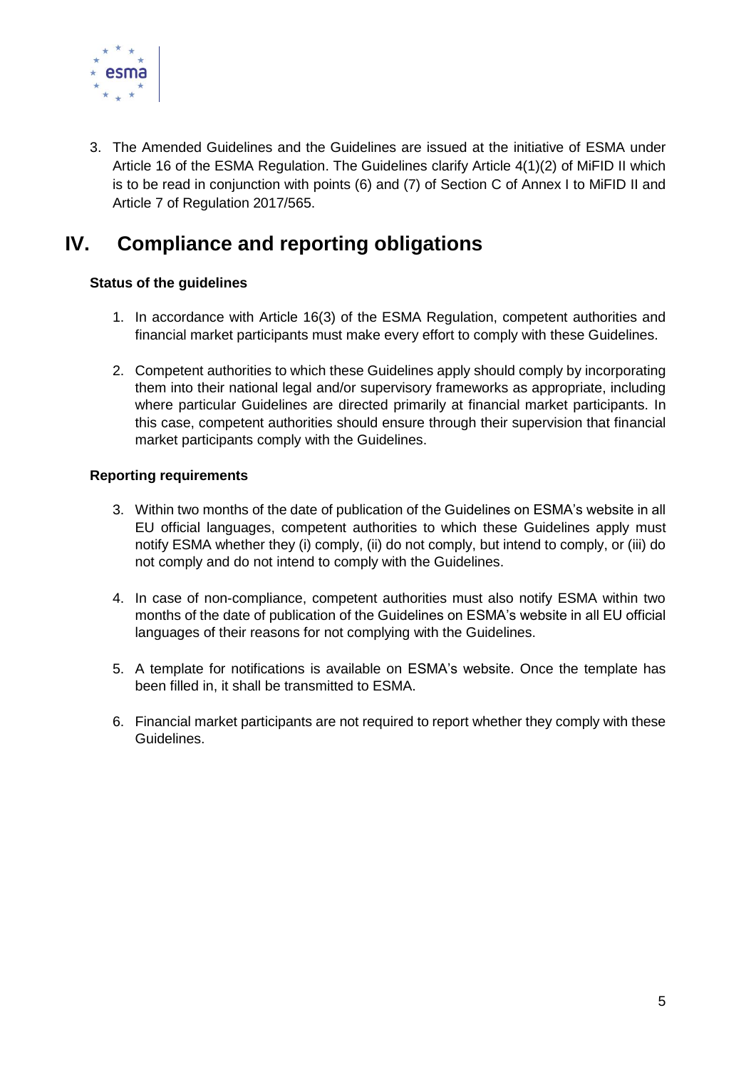3. The Amended Guidelines and the Guidelines are issued at the initiative of ESMA under Article 16 of the ESMA Regulation. The Guidelines clarify Article 4(1)(2) of MiFID II which is to be read in conjunction with points (6) and (7) of Section C of Annex I to MiFID II and Article 7 of Regulation 2017/565.

# IV. Compliance and reporting obligations

### Status of the guidelines

1. In accordance with Article 16(3) of the ESMA Regulation, competent authorities and financial market participants must make every effort to comply with these Guidelines.

2. Competent authorities to which these Guidelines apply should comply by incorporating them into their national legal and/or supervisory frameworks as appropriate, including where particular Guidelines are directed primarily at financial market participants. In this case, competent authorities should ensure through their supervision that financial market participants comply with the Guidelines.

### Reporting requirements

3. Within two months of the date of publication of the Guidelines on ESMA's website in all EU official languages, competent authorities to which these Guidelines apply must notify ESMA whether they (i) comply, (ii) do not comply, but intend to comply, or (iii) do not comply and do not intend to comply with the Guidelines.

4. In case of non-compliance, competent authorities must also notify ESMA within two months of the date of publication of the Guidelines on ESMA's website in all EU official languages of their reasons for not complying with the Guidelines.

5. A template for notifications is available on ESMA's website. Once the template has been filled in, it shall be transmitted to ESMA.

6. Financial market participants are not required to report whether they comply with these Guidelines.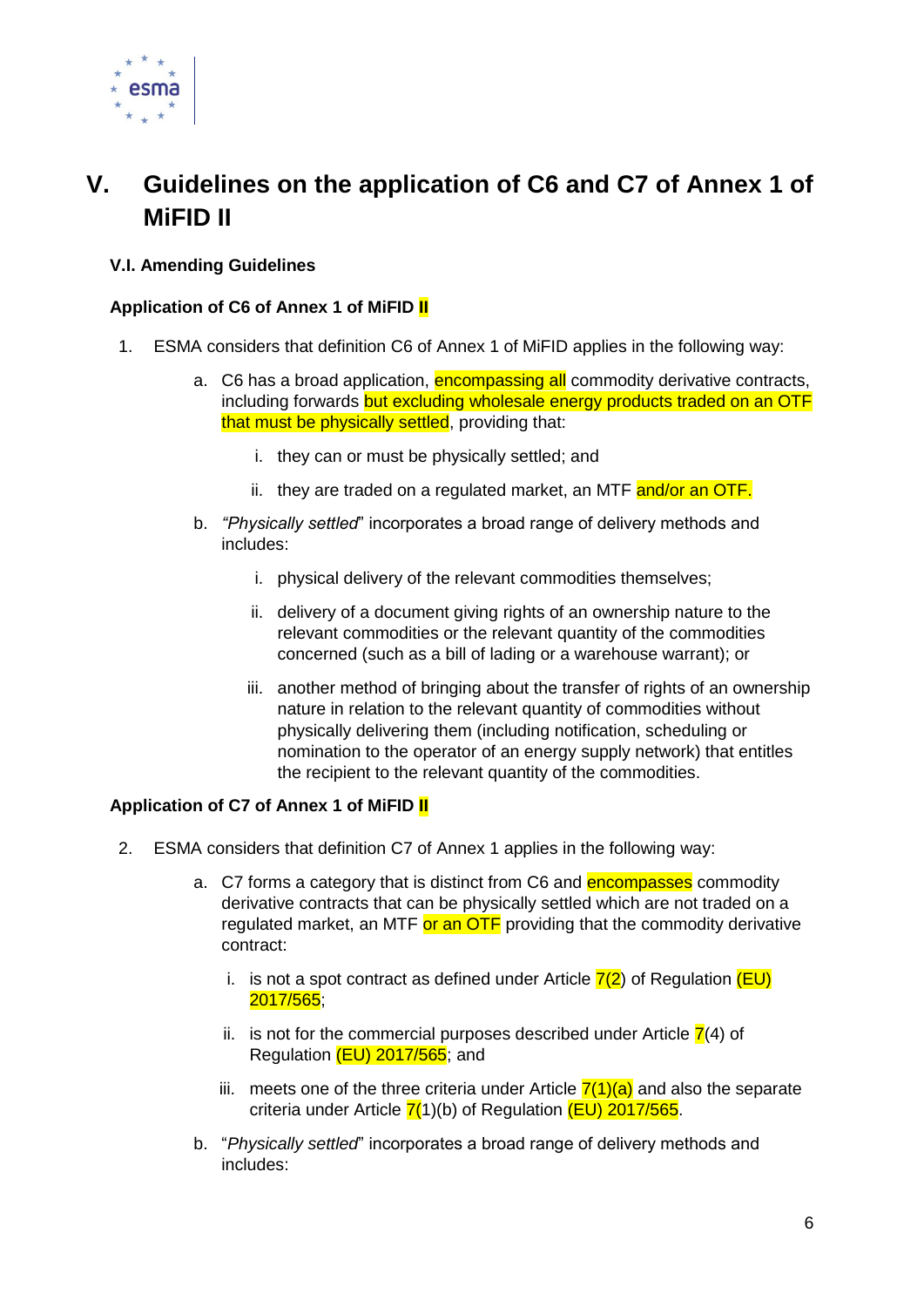# V. Guidelines on the application of C6 and C7 of Annex 1 of MiFID II

### V.I. Amending Guidelines

#### Application of C6 of Annex 1 of MiFID II

1. ESMA considers that definition C6 of Annex 1 of MiFID applies in the following way:

   a. C6 has a broad application, encompassing all commodity derivative contracts, including forwards but excluding wholesale energy products traded on an OTF that must be physically settled, providing that:

      i. they can or must be physically settled; and

      ii. they are traded on a regulated market, an MTF and/or an OTF.

   b. *"Physically settled*" incorporates a broad range of delivery methods and includes:

      i. physical delivery of the relevant commodities themselves;

      ii. delivery of a document giving rights of an ownership nature to the relevant commodities or the relevant quantity of the commodities concerned (such as a bill of lading or a warehouse warrant); or

      iii. another method of bringing about the transfer of rights of an ownership nature in relation to the relevant quantity of commodities without physically delivering them (including notification, scheduling or nomination to the operator of an energy supply network) that entitles the recipient to the relevant quantity of the commodities.

#### Application of C7 of Annex 1 of MiFID II

2. ESMA considers that definition C7 of Annex 1 applies in the following way:

   a. C7 forms a category that is distinct from C6 and encompasses commodity derivative contracts that can be physically settled which are not traded on a regulated market, an MTF or an OTF providing that the commodity derivative contract:

      i. is not a spot contract as defined under Article 7(2) of Regulation (EU) 2017/565;

      ii. is not for the commercial purposes described under Article 7(4) of Regulation (EU) 2017/565; and

      iii. meets one of the three criteria under Article 7(1)(a) and also the separate criteria under Article 7(1)(b) of Regulation (EU) 2017/565.

   b. "*Physically settled*" incorporates a broad range of delivery methods and includes: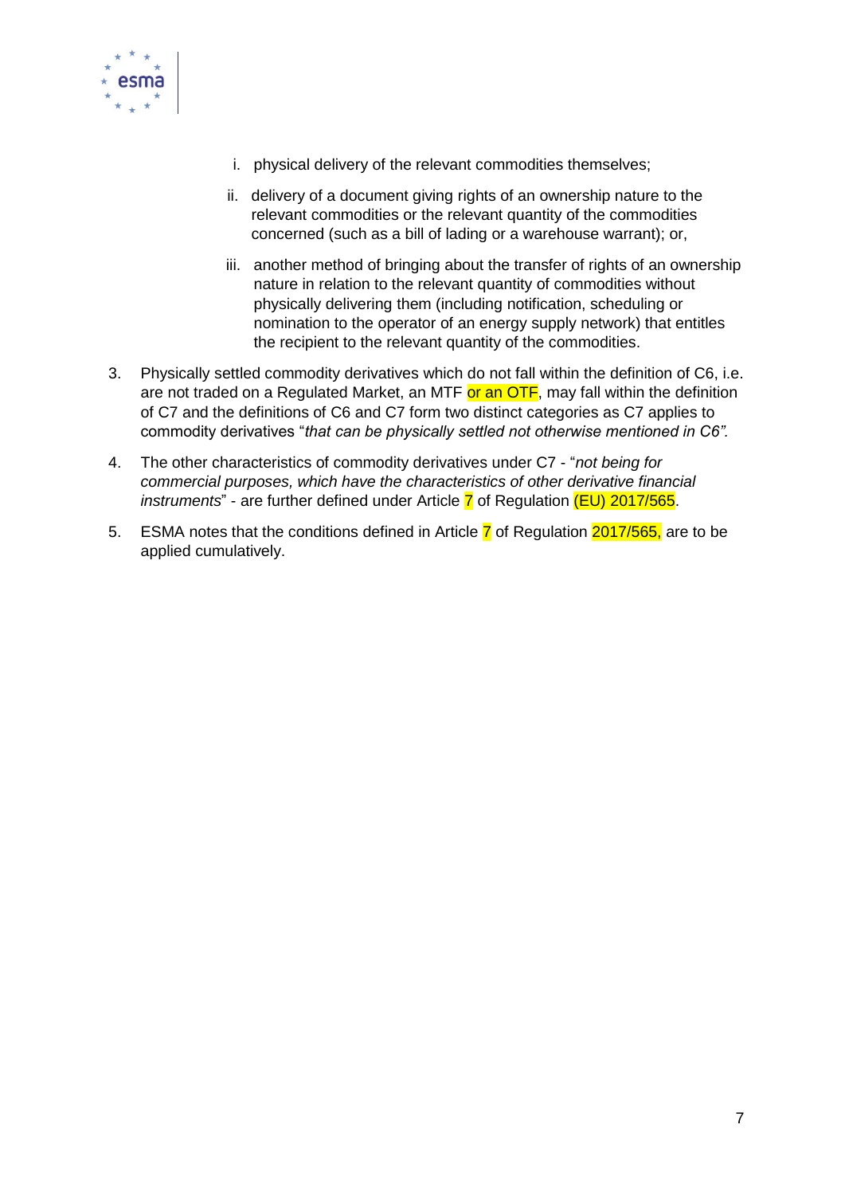i. physical delivery of the relevant commodities themselves;

ii. delivery of a document giving rights of an ownership nature to the relevant commodities or the relevant quantity of the commodities concerned (such as a bill of lading or a warehouse warrant); or,

iii. another method of bringing about the transfer of rights of an ownership nature in relation to the relevant quantity of commodities without physically delivering them (including notification, scheduling or nomination to the operator of an energy supply network) that entitles the recipient to the relevant quantity of the commodities.

3. Physically settled commodity derivatives which do not fall within the definition of C6, i.e. are not traded on a Regulated Market, an MTF or an OTF, may fall within the definition of C7 and the definitions of C6 and C7 form two distinct categories as C7 applies to commodity derivatives "*that can be physically settled not otherwise mentioned in C6".*

4. The other characteristics of commodity derivatives under C7 - "*not being for commercial purposes, which have the characteristics of other derivative financial instruments*" - are further defined under Article 7 of Regulation (EU) 2017/565.

5. ESMA notes that the conditions defined in Article 7 of Regulation 2017/565, are to be applied cumulatively.